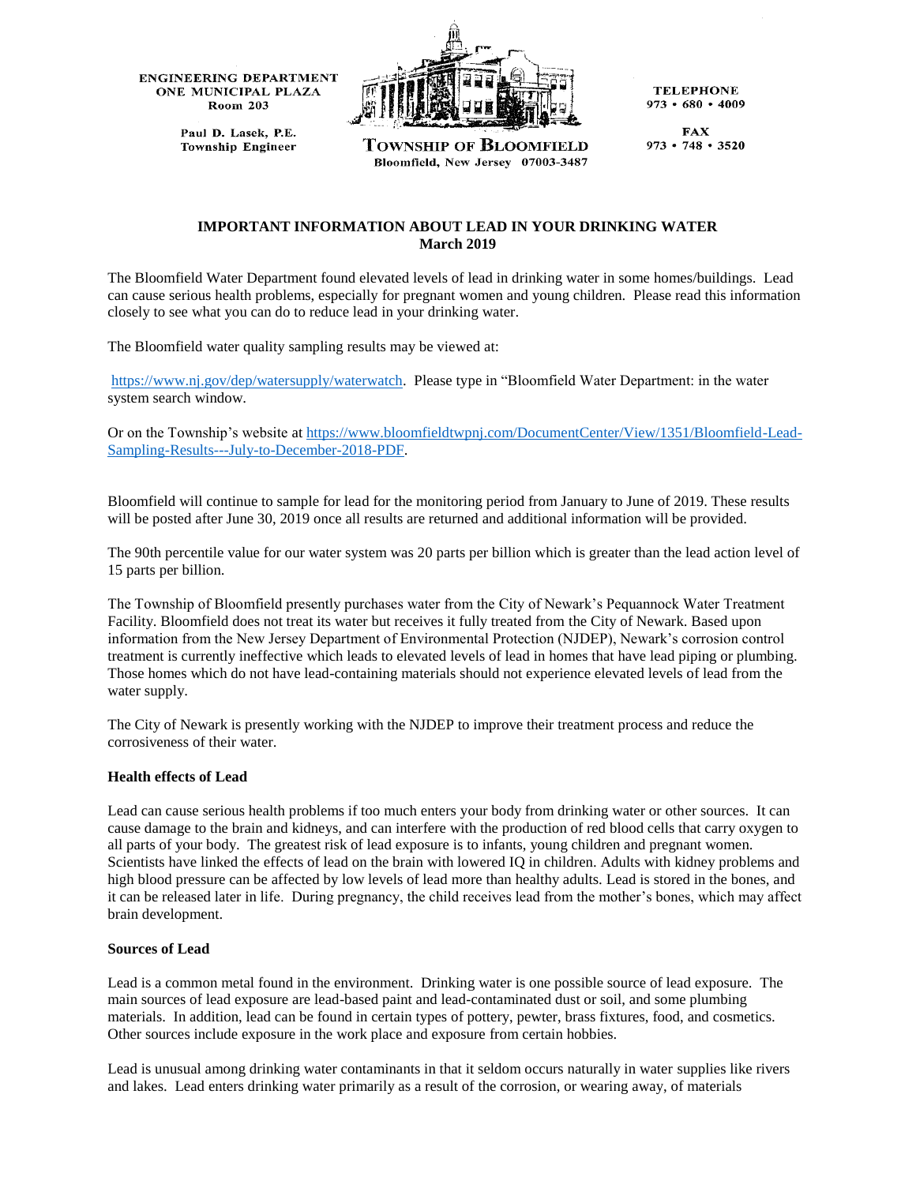ENGINEERING DEPARTMENT
ONE MUNICIPAL PLAZA
Room 203

Paul D. Lasek, P.E.
Township Engineer

TOWNSHIP OF BLOOMFIELD
Bloomfield, New Jersey 07003-3487

TELEPHONE
973 • 680 • 4009

FAX
973 • 748 • 3520

## IMPORTANT INFORMATION ABOUT LEAD IN YOUR DRINKING WATER
**March 2019**

The Bloomfield Water Department found elevated levels of lead in drinking water in some homes/buildings. Lead can cause serious health problems, especially for pregnant women and young children. Please read this information closely to see what you can do to reduce lead in your drinking water.

The Bloomfield water quality sampling results may be viewed at:

https://www.nj.gov/dep/watersupply/waterwatch. Please type in "Bloomfield Water Department: in the water system search window.

Or on the Township's website at https://www.bloomfieldtwpnj.com/DocumentCenter/View/1351/Bloomfield-Lead-Sampling-Results---July-to-December-2018-PDF.

Bloomfield will continue to sample for lead for the monitoring period from January to June of 2019. These results will be posted after June 30, 2019 once all results are returned and additional information will be provided.

The 90th percentile value for our water system was 20 parts per billion which is greater than the lead action level of 15 parts per billion.

The Township of Bloomfield presently purchases water from the City of Newark's Pequannock Water Treatment Facility. Bloomfield does not treat its water but receives it fully treated from the City of Newark. Based upon information from the New Jersey Department of Environmental Protection (NJDEP), Newark's corrosion control treatment is currently ineffective which leads to elevated levels of lead in homes that have lead piping or plumbing. Those homes which do not have lead-containing materials should not experience elevated levels of lead from the water supply.

The City of Newark is presently working with the NJDEP to improve their treatment process and reduce the corrosiveness of their water.

### Health effects of Lead

Lead can cause serious health problems if too much enters your body from drinking water or other sources. It can cause damage to the brain and kidneys, and can interfere with the production of red blood cells that carry oxygen to all parts of your body. The greatest risk of lead exposure is to infants, young children and pregnant women. Scientists have linked the effects of lead on the brain with lowered IQ in children. Adults with kidney problems and high blood pressure can be affected by low levels of lead more than healthy adults. Lead is stored in the bones, and it can be released later in life. During pregnancy, the child receives lead from the mother's bones, which may affect brain development.

### Sources of Lead

Lead is a common metal found in the environment. Drinking water is one possible source of lead exposure. The main sources of lead exposure are lead-based paint and lead-contaminated dust or soil, and some plumbing materials. In addition, lead can be found in certain types of pottery, pewter, brass fixtures, food, and cosmetics. Other sources include exposure in the work place and exposure from certain hobbies.

Lead is unusual among drinking water contaminants in that it seldom occurs naturally in water supplies like rivers and lakes. Lead enters drinking water primarily as a result of the corrosion, or wearing away, of materials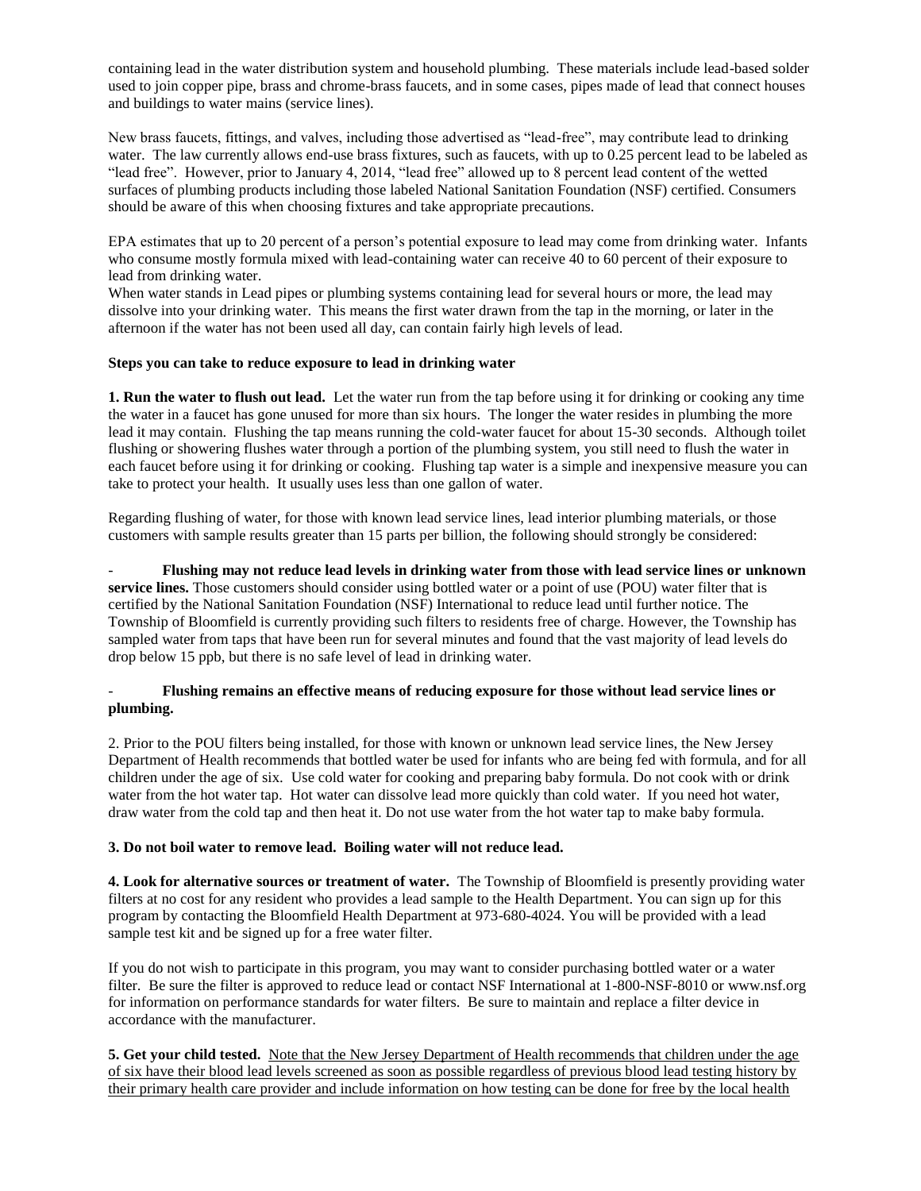containing lead in the water distribution system and household plumbing. These materials include lead-based solder used to join copper pipe, brass and chrome-brass faucets, and in some cases, pipes made of lead that connect houses and buildings to water mains (service lines).

New brass faucets, fittings, and valves, including those advertised as "lead-free", may contribute lead to drinking water. The law currently allows end-use brass fixtures, such as faucets, with up to 0.25 percent lead to be labeled as "lead free". However, prior to January 4, 2014, "lead free" allowed up to 8 percent lead content of the wetted surfaces of plumbing products including those labeled National Sanitation Foundation (NSF) certified. Consumers should be aware of this when choosing fixtures and take appropriate precautions.

EPA estimates that up to 20 percent of a person's potential exposure to lead may come from drinking water. Infants who consume mostly formula mixed with lead-containing water can receive 40 to 60 percent of their exposure to lead from drinking water.

When water stands in Lead pipes or plumbing systems containing lead for several hours or more, the lead may dissolve into your drinking water. This means the first water drawn from the tap in the morning, or later in the afternoon if the water has not been used all day, can contain fairly high levels of lead.

**Steps you can take to reduce exposure to lead in drinking water**

**1. Run the water to flush out lead.** Let the water run from the tap before using it for drinking or cooking any time the water in a faucet has gone unused for more than six hours. The longer the water resides in plumbing the more lead it may contain. Flushing the tap means running the cold-water faucet for about 15-30 seconds. Although toilet flushing or showering flushes water through a portion of the plumbing system, you still need to flush the water in each faucet before using it for drinking or cooking. Flushing tap water is a simple and inexpensive measure you can take to protect your health. It usually uses less than one gallon of water.

Regarding flushing of water, for those with known lead service lines, lead interior plumbing materials, or those customers with sample results greater than 15 parts per billion, the following should strongly be considered:

- **Flushing may not reduce lead levels in drinking water from those with lead service lines or unknown service lines.** Those customers should consider using bottled water or a point of use (POU) water filter that is certified by the National Sanitation Foundation (NSF) International to reduce lead until further notice. The Township of Bloomfield is currently providing such filters to residents free of charge. However, the Township has sampled water from taps that have been run for several minutes and found that the vast majority of lead levels do drop below 15 ppb, but there is no safe level of lead in drinking water.

- **Flushing remains an effective means of reducing exposure for those without lead service lines or plumbing.**

2. Prior to the POU filters being installed, for those with known or unknown lead service lines, the New Jersey Department of Health recommends that bottled water be used for infants who are being fed with formula, and for all children under the age of six. Use cold water for cooking and preparing baby formula. Do not cook with or drink water from the hot water tap. Hot water can dissolve lead more quickly than cold water. If you need hot water, draw water from the cold tap and then heat it. Do not use water from the hot water tap to make baby formula.

**3. Do not boil water to remove lead. Boiling water will not reduce lead.**

**4. Look for alternative sources or treatment of water.** The Township of Bloomfield is presently providing water filters at no cost for any resident who provides a lead sample to the Health Department. You can sign up for this program by contacting the Bloomfield Health Department at 973-680-4024. You will be provided with a lead sample test kit and be signed up for a free water filter.

If you do not wish to participate in this program, you may want to consider purchasing bottled water or a water filter. Be sure the filter is approved to reduce lead or contact NSF International at 1-800-NSF-8010 or www.nsf.org for information on performance standards for water filters. Be sure to maintain and replace a filter device in accordance with the manufacturer.

**5. Get your child tested.** <u>Note that the New Jersey Department of Health recommends that children under the age of six have their blood lead levels screened as soon as possible regardless of previous blood lead testing history by their primary health care provider and include information on how testing can be done for free by the local health</u>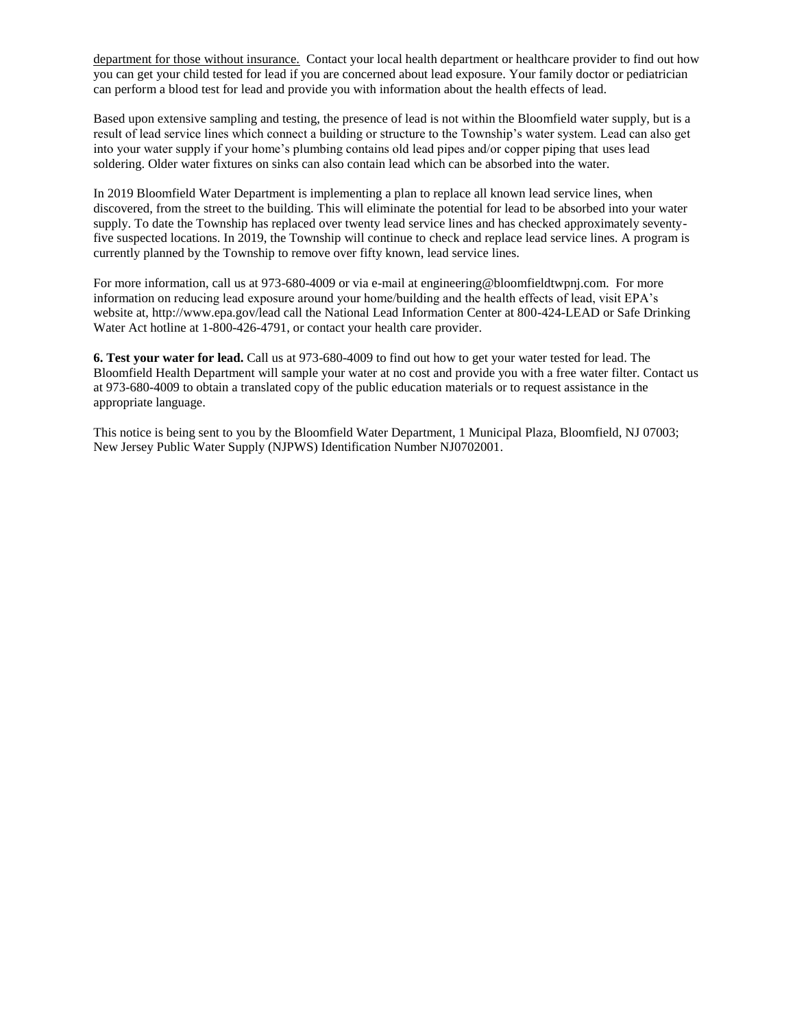department for those without insurance. Contact your local health department or healthcare provider to find out how you can get your child tested for lead if you are concerned about lead exposure. Your family doctor or pediatrician can perform a blood test for lead and provide you with information about the health effects of lead.

Based upon extensive sampling and testing, the presence of lead is not within the Bloomfield water supply, but is a result of lead service lines which connect a building or structure to the Township's water system. Lead can also get into your water supply if your home's plumbing contains old lead pipes and/or copper piping that uses lead soldering. Older water fixtures on sinks can also contain lead which can be absorbed into the water.

In 2019 Bloomfield Water Department is implementing a plan to replace all known lead service lines, when discovered, from the street to the building. This will eliminate the potential for lead to be absorbed into your water supply. To date the Township has replaced over twenty lead service lines and has checked approximately seventy-five suspected locations. In 2019, the Township will continue to check and replace lead service lines. A program is currently planned by the Township to remove over fifty known, lead service lines.

For more information, call us at 973-680-4009 or via e-mail at engineering@bloomfieldtwpnj.com. For more information on reducing lead exposure around your home/building and the health effects of lead, visit EPA's website at, http://www.epa.gov/lead call the National Lead Information Center at 800-424-LEAD or Safe Drinking Water Act hotline at 1-800-426-4791, or contact your health care provider.

**6. Test your water for lead.** Call us at 973-680-4009 to find out how to get your water tested for lead. The Bloomfield Health Department will sample your water at no cost and provide you with a free water filter. Contact us at 973-680-4009 to obtain a translated copy of the public education materials or to request assistance in the appropriate language.

This notice is being sent to you by the Bloomfield Water Department, 1 Municipal Plaza, Bloomfield, NJ 07003; New Jersey Public Water Supply (NJPWS) Identification Number NJ0702001.